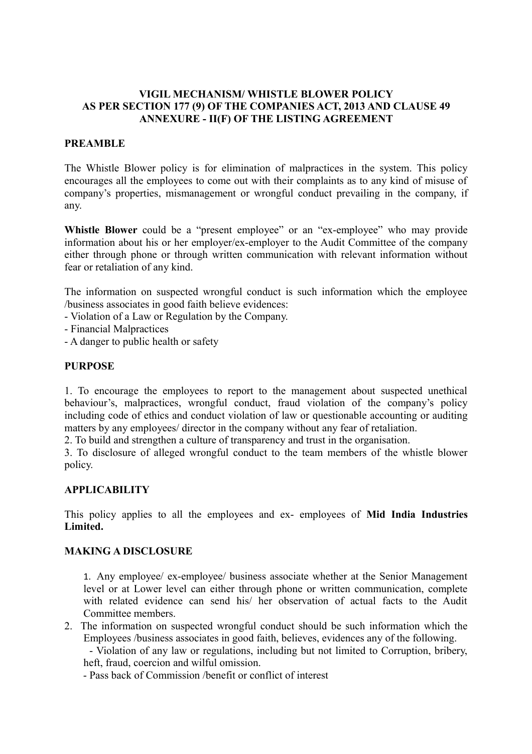# VIGIL MECHANISM/ WHISTLE BLOWER POLICY AS PER SECTION 177 (9) OF THE COMPANIES ACT, 2013 AND CLAUSE 49 ANNEXURE - II(F) OF THE LISTING AGREEMENT

## PREAMBLE

The Whistle Blower policy is for elimination of malpractices in the system. This policy encourages all the employees to come out with their complaints as to any kind of misuse of company's properties, mismanagement or wrongful conduct prevailing in the company, if any.

**Whistle Blower** could be a "present employee" or an "ex-employee" who may provide information about his or her employer/ex-employer to the Audit Committee of the company either through phone or through written communication with relevant information without fear or retaliation of any kind.

The information on suspected wrongful conduct is such information which the employee /business associates in good faith believe evidences:

- Violation of a Law or Regulation by the Company.
- Financial Malpractices
- A danger to public health or safety

## PURPOSE

1. To encourage the employees to report to the management about suspected unethical behaviour's, malpractices, wrongful conduct, fraud violation of the company's policy including code of ethics and conduct violation of law or questionable accounting or auditing matters by any employees/ director in the company without any fear of retaliation.
2. To build and strengthen a culture of transparency and trust in the organisation.
3. To disclosure of alleged wrongful conduct to the team members of the whistle blower policy.

## APPLICABILITY

This policy applies to all the employees and ex- employees of **Mid India Industries Limited.**

## MAKING A DISCLOSURE

1. Any employee/ ex-employee/ business associate whether at the Senior Management level or at Lower level can either through phone or written communication, complete with related evidence can send his/ her observation of actual facts to the Audit Committee members.
2. The information on suspected wrongful conduct should be such information which the Employees /business associates in good faith, believes, evidences any of the following.
   - Violation of any law or regulations, including but not limited to Corruption, bribery, heft, fraud, coercion and wilful omission.
   - Pass back of Commission /benefit or conflict of interest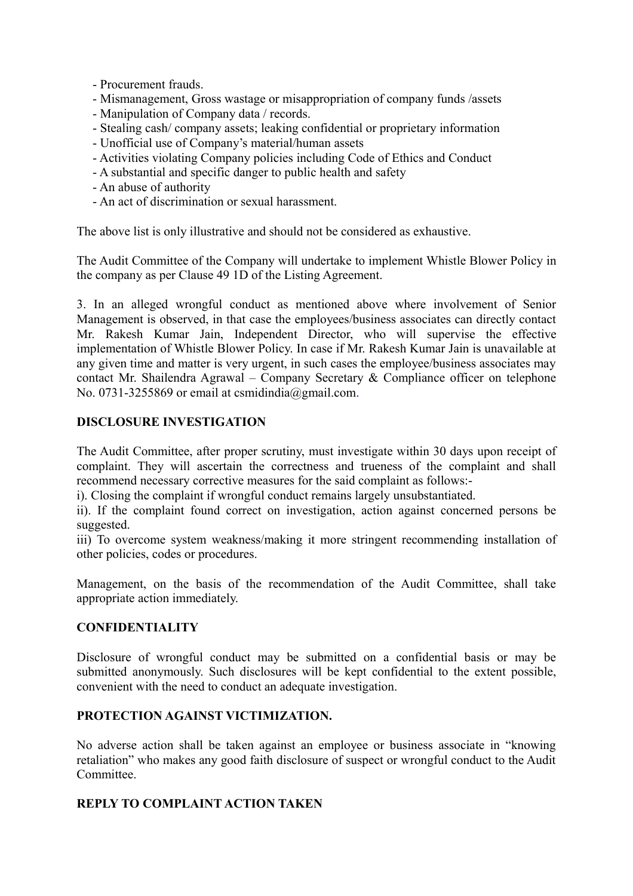- Procurement frauds.
- Mismanagement, Gross wastage or misappropriation of company funds /assets
- Manipulation of Company data / records.
- Stealing cash/ company assets; leaking confidential or proprietary information
- Unofficial use of Company's material/human assets
- Activities violating Company policies including Code of Ethics and Conduct
- A substantial and specific danger to public health and safety
- An abuse of authority
- An act of discrimination or sexual harassment.

The above list is only illustrative and should not be considered as exhaustive.

The Audit Committee of the Company will undertake to implement Whistle Blower Policy in the company as per Clause 49 1D of the Listing Agreement.

3. In an alleged wrongful conduct as mentioned above where involvement of Senior Management is observed, in that case the employees/business associates can directly contact Mr. Rakesh Kumar Jain, Independent Director, who will supervise the effective implementation of Whistle Blower Policy. In case if Mr. Rakesh Kumar Jain is unavailable at any given time and matter is very urgent, in such cases the employee/business associates may contact Mr. Shailendra Agrawal – Company Secretary & Compliance officer on telephone No. 0731-3255869 or email at csmidindia@gmail.com.

**DISCLOSURE INVESTIGATION**

The Audit Committee, after proper scrutiny, must investigate within 30 days upon receipt of complaint. They will ascertain the correctness and trueness of the complaint and shall recommend necessary corrective measures for the said complaint as follows:-

i). Closing the complaint if wrongful conduct remains largely unsubstantiated.

ii). If the complaint found correct on investigation, action against concerned persons be suggested.

iii) To overcome system weakness/making it more stringent recommending installation of other policies, codes or procedures.

Management, on the basis of the recommendation of the Audit Committee, shall take appropriate action immediately.

**CONFIDENTIALITY**

Disclosure of wrongful conduct may be submitted on a confidential basis or may be submitted anonymously. Such disclosures will be kept confidential to the extent possible, convenient with the need to conduct an adequate investigation.

**PROTECTION AGAINST VICTIMIZATION.**

No adverse action shall be taken against an employee or business associate in "knowing retaliation" who makes any good faith disclosure of suspect or wrongful conduct to the Audit Committee.

**REPLY TO COMPLAINT ACTION TAKEN**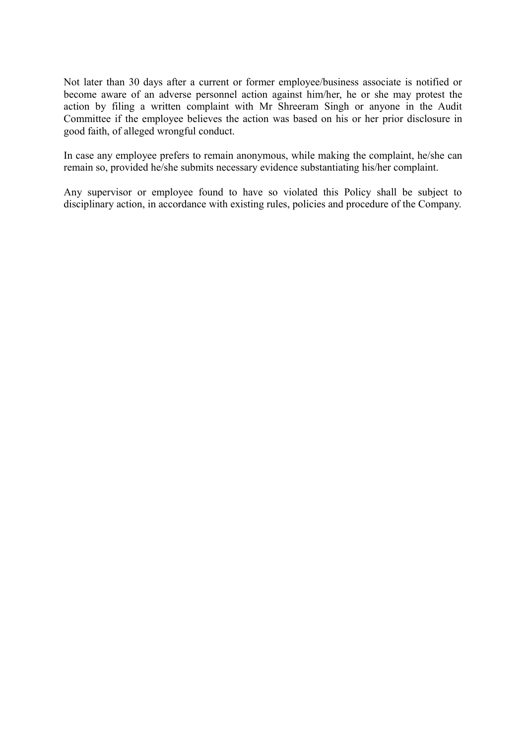Not later than 30 days after a current or former employee/business associate is notified or become aware of an adverse personnel action against him/her, he or she may protest the action by filing a written complaint with Mr Shreeram Singh or anyone in the Audit Committee if the employee believes the action was based on his or her prior disclosure in good faith, of alleged wrongful conduct.

In case any employee prefers to remain anonymous, while making the complaint, he/she can remain so, provided he/she submits necessary evidence substantiating his/her complaint.

Any supervisor or employee found to have so violated this Policy shall be subject to disciplinary action, in accordance with existing rules, policies and procedure of the Company.